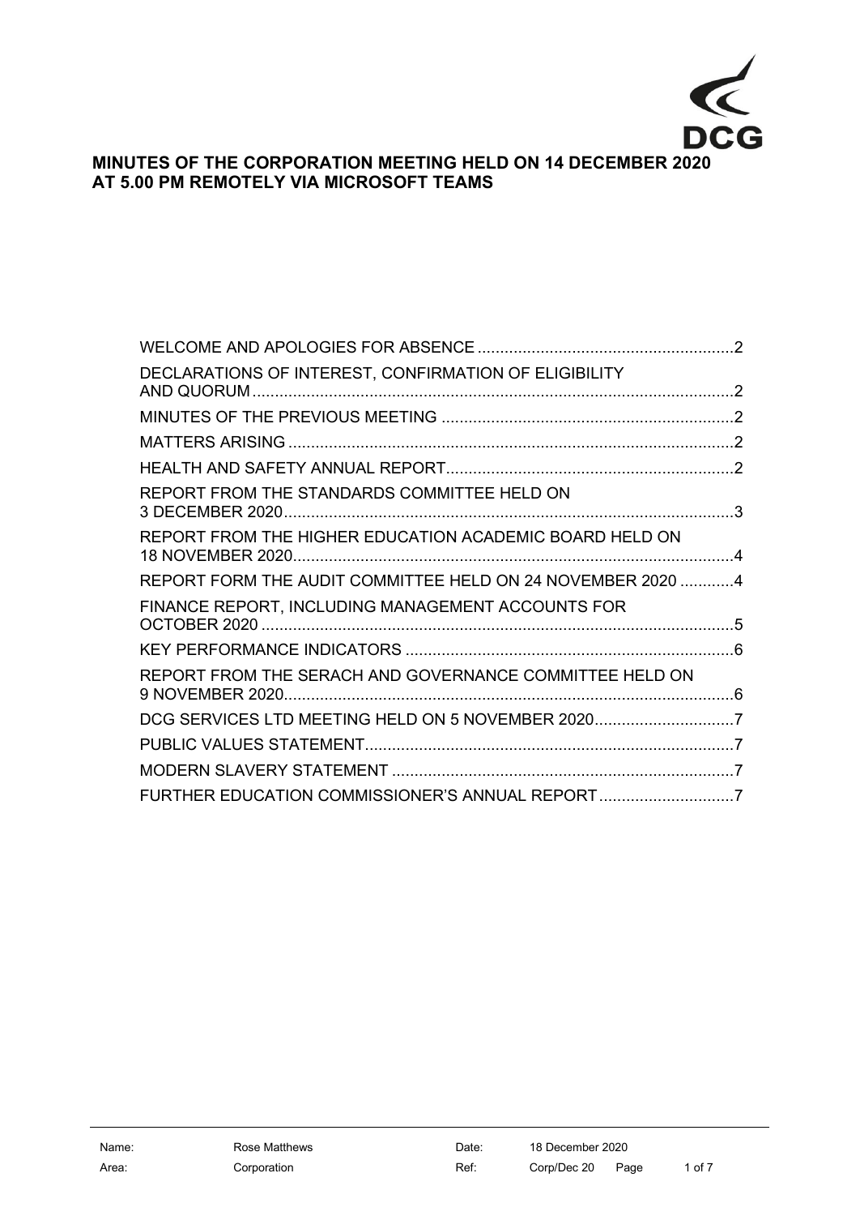# MINUTES OF THE CORPORATION MEETING HELD ON 14 DECEMBER 2020 AT 5.00 PM REMOTELY VIA MICROSOFT TEAMS

| | |
|---|---|
| WELCOME AND APOLOGIES FOR ABSENCE | 2 |
| DECLARATIONS OF INTEREST, CONFIRMATION OF ELIGIBILITY AND QUORUM | 2 |
| MINUTES OF THE PREVIOUS MEETING | 2 |
| MATTERS ARISING | 2 |
| HEALTH AND SAFETY ANNUAL REPORT | 2 |
| REPORT FROM THE STANDARDS COMMITTEE HELD ON 3 DECEMBER 2020 | 3 |
| REPORT FROM THE HIGHER EDUCATION ACADEMIC BOARD HELD ON 18 NOVEMBER 2020 | 4 |
| REPORT FORM THE AUDIT COMMITTEE HELD ON 24 NOVEMBER 2020 | 4 |
| FINANCE REPORT, INCLUDING MANAGEMENT ACCOUNTS FOR OCTOBER 2020 | 5 |
| KEY PERFORMANCE INDICATORS | 6 |
| REPORT FROM THE SERACH AND GOVERNANCE COMMITTEE HELD ON 9 NOVEMBER 2020 | 6 |
| DCG SERVICES LTD MEETING HELD ON 5 NOVEMBER 2020 | 7 |
| PUBLIC VALUES STATEMENT | 7 |
| MODERN SLAVERY STATEMENT | 7 |
| FURTHER EDUCATION COMMISSIONER'S ANNUAL REPORT | 7 |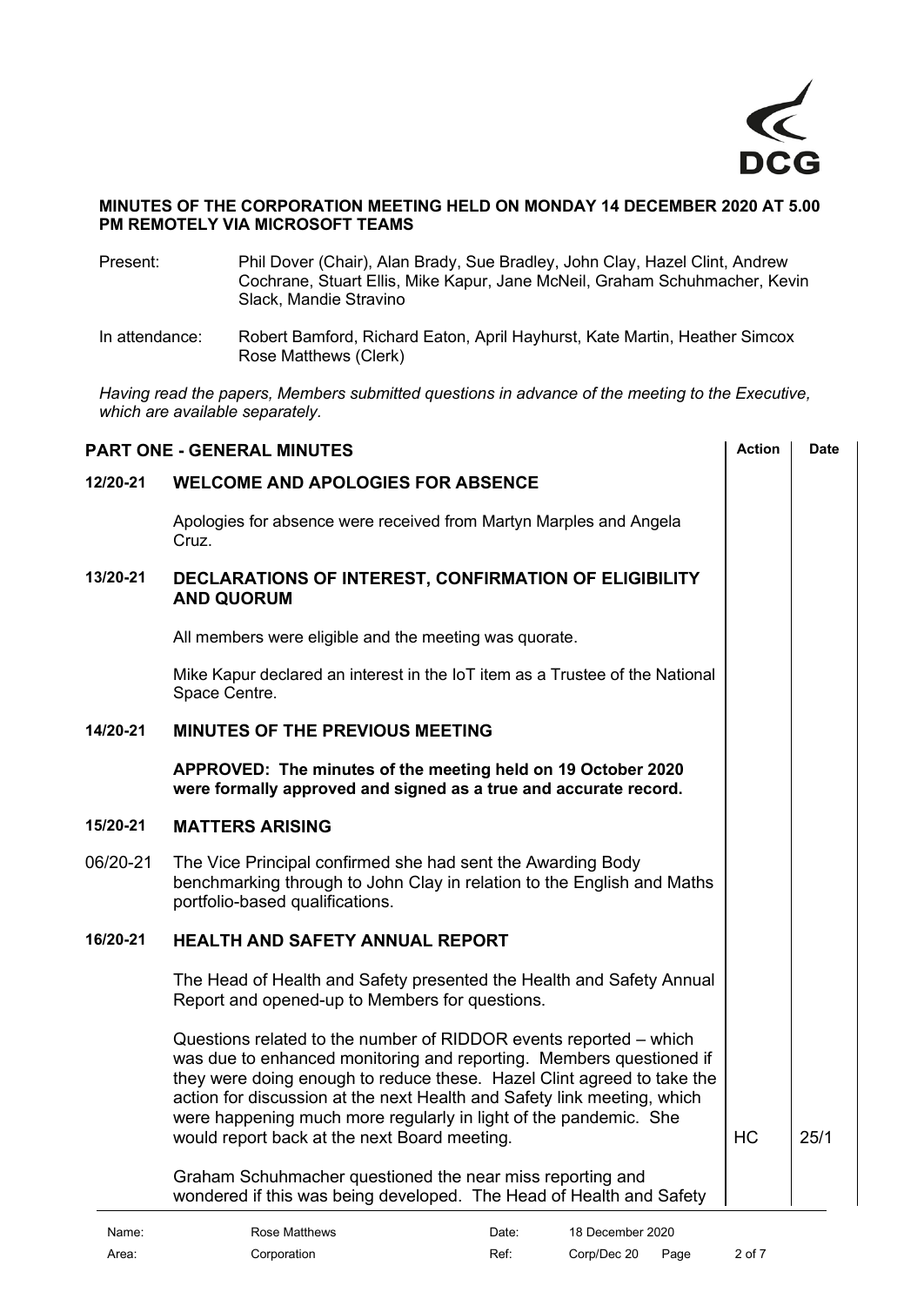**MINUTES OF THE CORPORATION MEETING HELD ON MONDAY 14 DECEMBER 2020 AT 5.00 PM REMOTELY VIA MICROSOFT TEAMS**

Present: Phil Dover (Chair), Alan Brady, Sue Bradley, John Clay, Hazel Clint, Andrew Cochrane, Stuart Ellis, Mike Kapur, Jane McNeil, Graham Schuhmacher, Kevin Slack, Mandie Stravino

In attendance: Robert Bamford, Richard Eaton, April Hayhurst, Kate Martin, Heather Simcox Rose Matthews (Clerk)

*Having read the papers, Members submitted questions in advance of the meeting to the Executive, which are available separately.*

| **PART ONE - GENERAL MINUTES** | | **Action** | **Date** |
|---|---|---|---|
| **12/20-21** | **WELCOME AND APOLOGIES FOR ABSENCE** | | |
| | Apologies for absence were received from Martyn Marples and Angela Cruz. | | |
| **13/20-21** | **DECLARATIONS OF INTEREST, CONFIRMATION OF ELIGIBILITY AND QUORUM** | | |
| | All members were eligible and the meeting was quorate. | | |
| | Mike Kapur declared an interest in the IoT item as a Trustee of the National Space Centre. | | |
| **14/20-21** | **MINUTES OF THE PREVIOUS MEETING** | | |
| | **APPROVED: The minutes of the meeting held on 19 October 2020 were formally approved and signed as a true and accurate record.** | | |
| **15/20-21** | **MATTERS ARISING** | | |
| 06/20-21 | The Vice Principal confirmed she had sent the Awarding Body benchmarking through to John Clay in relation to the English and Maths portfolio-based qualifications. | | |
| **16/20-21** | **HEALTH AND SAFETY ANNUAL REPORT** | | |
| | The Head of Health and Safety presented the Health and Safety Annual Report and opened-up to Members for questions. | | |
| | Questions related to the number of RIDDOR events reported – which was due to enhanced monitoring and reporting. Members questioned if they were doing enough to reduce these. Hazel Clint agreed to take the action for discussion at the next Health and Safety link meeting, which were happening much more regularly in light of the pandemic. She would report back at the next Board meeting. | HC | 25/1 |
| | Graham Schuhmacher questioned the near miss reporting and wondered if this was being developed. The Head of Health and Safety | | |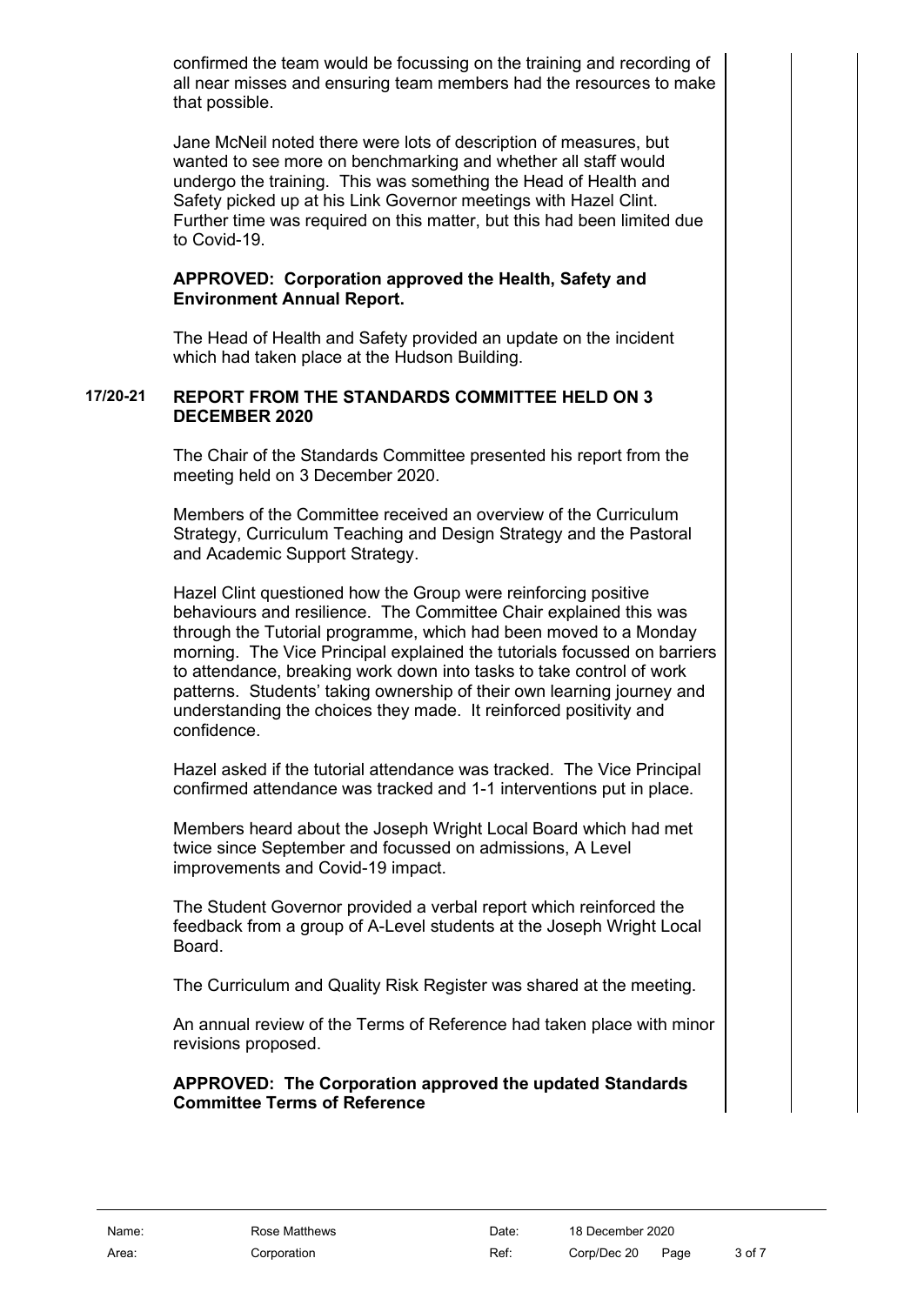confirmed the team would be focussing on the training and recording of all near misses and ensuring team members had the resources to make that possible.

Jane McNeil noted there were lots of description of measures, but wanted to see more on benchmarking and whether all staff would undergo the training. This was something the Head of Health and Safety picked up at his Link Governor meetings with Hazel Clint. Further time was required on this matter, but this had been limited due to Covid-19.

**APPROVED: Corporation approved the Health, Safety and Environment Annual Report.**

The Head of Health and Safety provided an update on the incident which had taken place at the Hudson Building.

## 17/20-21 REPORT FROM THE STANDARDS COMMITTEE HELD ON 3 DECEMBER 2020

The Chair of the Standards Committee presented his report from the meeting held on 3 December 2020.

Members of the Committee received an overview of the Curriculum Strategy, Curriculum Teaching and Design Strategy and the Pastoral and Academic Support Strategy.

Hazel Clint questioned how the Group were reinforcing positive behaviours and resilience. The Committee Chair explained this was through the Tutorial programme, which had been moved to a Monday morning. The Vice Principal explained the tutorials focussed on barriers to attendance, breaking work down into tasks to take control of work patterns. Students' taking ownership of their own learning journey and understanding the choices they made. It reinforced positivity and confidence.

Hazel asked if the tutorial attendance was tracked. The Vice Principal confirmed attendance was tracked and 1-1 interventions put in place.

Members heard about the Joseph Wright Local Board which had met twice since September and focussed on admissions, A Level improvements and Covid-19 impact.

The Student Governor provided a verbal report which reinforced the feedback from a group of A-Level students at the Joseph Wright Local Board.

The Curriculum and Quality Risk Register was shared at the meeting.

An annual review of the Terms of Reference had taken place with minor revisions proposed.

**APPROVED: The Corporation approved the updated Standards Committee Terms of Reference**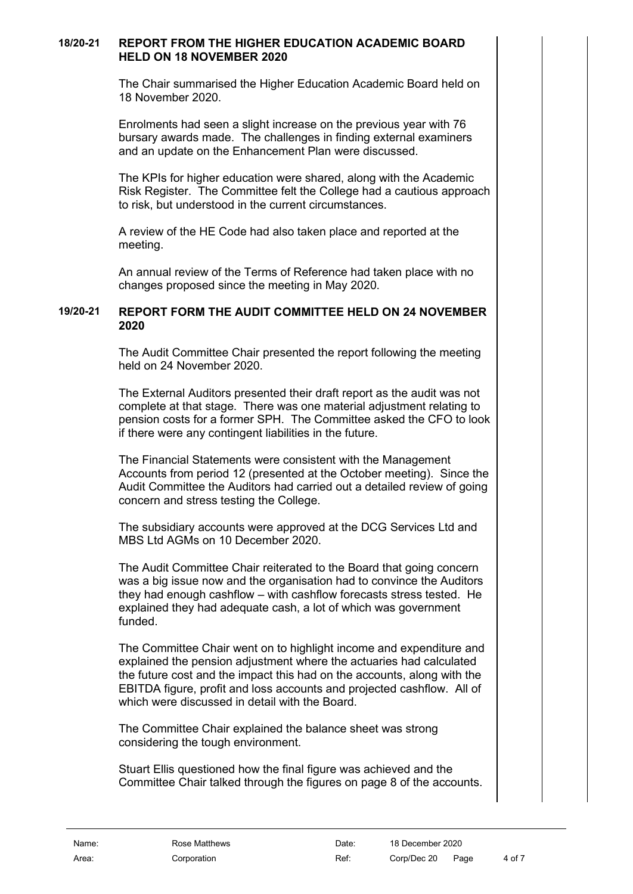## 18/20-21 REPORT FROM THE HIGHER EDUCATION ACADEMIC BOARD HELD ON 18 NOVEMBER 2020

The Chair summarised the Higher Education Academic Board held on 18 November 2020.

Enrolments had seen a slight increase on the previous year with 76 bursary awards made. The challenges in finding external examiners and an update on the Enhancement Plan were discussed.

The KPIs for higher education were shared, along with the Academic Risk Register. The Committee felt the College had a cautious approach to risk, but understood in the current circumstances.

A review of the HE Code had also taken place and reported at the meeting.

An annual review of the Terms of Reference had taken place with no changes proposed since the meeting in May 2020.

## 19/20-21 REPORT FORM THE AUDIT COMMITTEE HELD ON 24 NOVEMBER 2020

The Audit Committee Chair presented the report following the meeting held on 24 November 2020.

The External Auditors presented their draft report as the audit was not complete at that stage. There was one material adjustment relating to pension costs for a former SPH. The Committee asked the CFO to look if there were any contingent liabilities in the future.

The Financial Statements were consistent with the Management Accounts from period 12 (presented at the October meeting). Since the Audit Committee the Auditors had carried out a detailed review of going concern and stress testing the College.

The subsidiary accounts were approved at the DCG Services Ltd and MBS Ltd AGMs on 10 December 2020.

The Audit Committee Chair reiterated to the Board that going concern was a big issue now and the organisation had to convince the Auditors they had enough cashflow – with cashflow forecasts stress tested. He explained they had adequate cash, a lot of which was government funded.

The Committee Chair went on to highlight income and expenditure and explained the pension adjustment where the actuaries had calculated the future cost and the impact this had on the accounts, along with the EBITDA figure, profit and loss accounts and projected cashflow. All of which were discussed in detail with the Board.

The Committee Chair explained the balance sheet was strong considering the tough environment.

Stuart Ellis questioned how the final figure was achieved and the Committee Chair talked through the figures on page 8 of the accounts.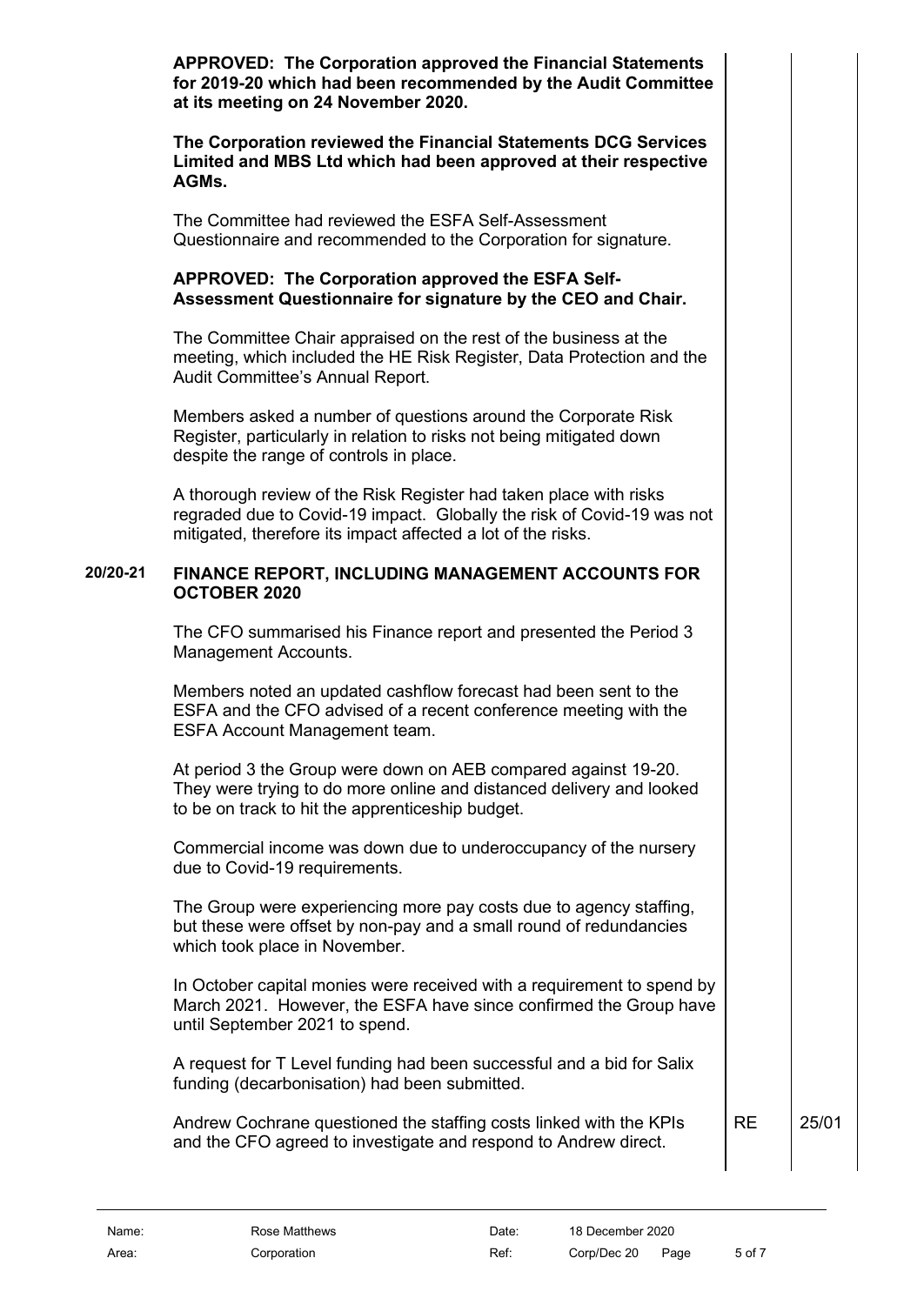**APPROVED: The Corporation approved the Financial Statements for 2019-20 which had been recommended by the Audit Committee at its meeting on 24 November 2020.**

**The Corporation reviewed the Financial Statements DCG Services Limited and MBS Ltd which had been approved at their respective AGMs.**

The Committee had reviewed the ESFA Self-Assessment Questionnaire and recommended to the Corporation for signature.

**APPROVED: The Corporation approved the ESFA Self-Assessment Questionnaire for signature by the CEO and Chair.**

The Committee Chair appraised on the rest of the business at the meeting, which included the HE Risk Register, Data Protection and the Audit Committee's Annual Report.

Members asked a number of questions around the Corporate Risk Register, particularly in relation to risks not being mitigated down despite the range of controls in place.

A thorough review of the Risk Register had taken place with risks regraded due to Covid-19 impact. Globally the risk of Covid-19 was not mitigated, therefore its impact affected a lot of the risks.

**20/20-21 FINANCE REPORT, INCLUDING MANAGEMENT ACCOUNTS FOR OCTOBER 2020**

The CFO summarised his Finance report and presented the Period 3 Management Accounts.

Members noted an updated cashflow forecast had been sent to the ESFA and the CFO advised of a recent conference meeting with the ESFA Account Management team.

At period 3 the Group were down on AEB compared against 19-20. They were trying to do more online and distanced delivery and looked to be on track to hit the apprenticeship budget.

Commercial income was down due to underoccupancy of the nursery due to Covid-19 requirements.

The Group were experiencing more pay costs due to agency staffing, but these were offset by non-pay and a small round of redundancies which took place in November.

In October capital monies were received with a requirement to spend by March 2021. However, the ESFA have since confirmed the Group have until September 2021 to spend.

A request for T Level funding had been successful and a bid for Salix funding (decarbonisation) had been submitted.

| | | |
|---|---|---|
| Andrew Cochrane questioned the staffing costs linked with the KPIs and the CFO agreed to investigate and respond to Andrew direct. | RE | 25/01 |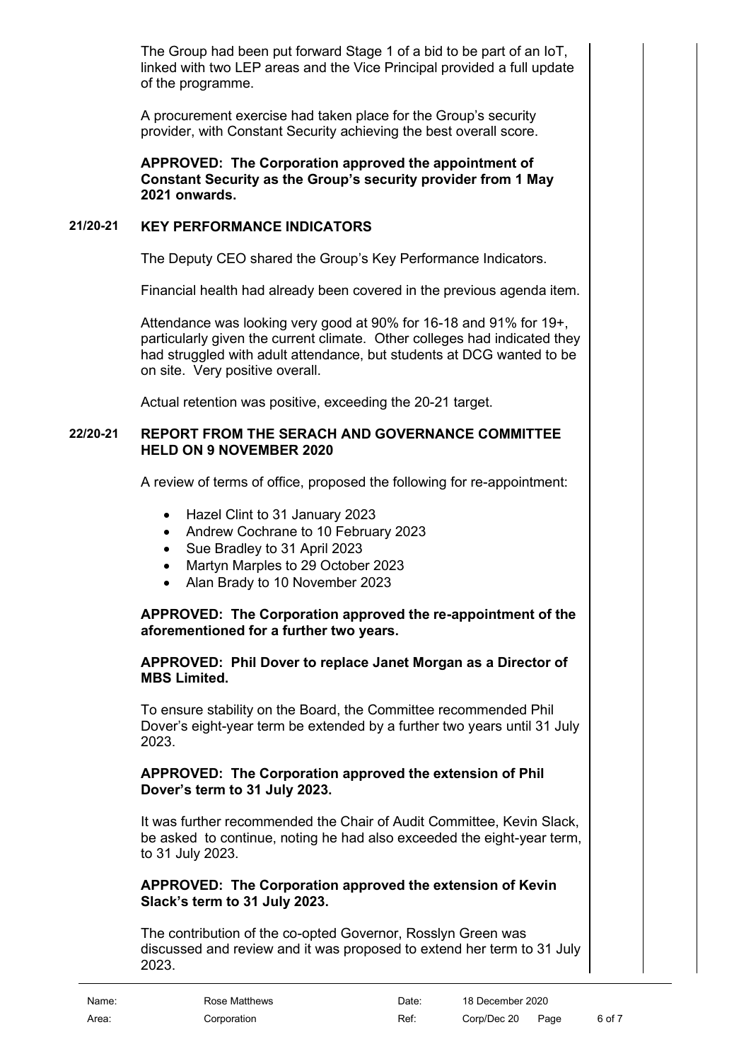The Group had been put forward Stage 1 of a bid to be part of an IoT, linked with two LEP areas and the Vice Principal provided a full update of the programme.

A procurement exercise had taken place for the Group's security provider, with Constant Security achieving the best overall score.

**APPROVED: The Corporation approved the appointment of Constant Security as the Group's security provider from 1 May 2021 onwards.**

## 21/20-21 KEY PERFORMANCE INDICATORS

The Deputy CEO shared the Group's Key Performance Indicators.

Financial health had already been covered in the previous agenda item.

Attendance was looking very good at 90% for 16-18 and 91% for 19+, particularly given the current climate. Other colleges had indicated they had struggled with adult attendance, but students at DCG wanted to be on site. Very positive overall.

Actual retention was positive, exceeding the 20-21 target.

## 22/20-21 REPORT FROM THE SERACH AND GOVERNANCE COMMITTEE HELD ON 9 NOVEMBER 2020

A review of terms of office, proposed the following for re-appointment:

- Hazel Clint to 31 January 2023
- Andrew Cochrane to 10 February 2023
- Sue Bradley to 31 April 2023
- Martyn Marples to 29 October 2023
- Alan Brady to 10 November 2023

**APPROVED: The Corporation approved the re-appointment of the aforementioned for a further two years.**

**APPROVED: Phil Dover to replace Janet Morgan as a Director of MBS Limited.**

To ensure stability on the Board, the Committee recommended Phil Dover's eight-year term be extended by a further two years until 31 July 2023.

**APPROVED: The Corporation approved the extension of Phil Dover's term to 31 July 2023.**

It was further recommended the Chair of Audit Committee, Kevin Slack, be asked to continue, noting he had also exceeded the eight-year term, to 31 July 2023.

**APPROVED: The Corporation approved the extension of Kevin Slack's term to 31 July 2023.**

The contribution of the co-opted Governor, Rosslyn Green was discussed and review and it was proposed to extend her term to 31 July 2023.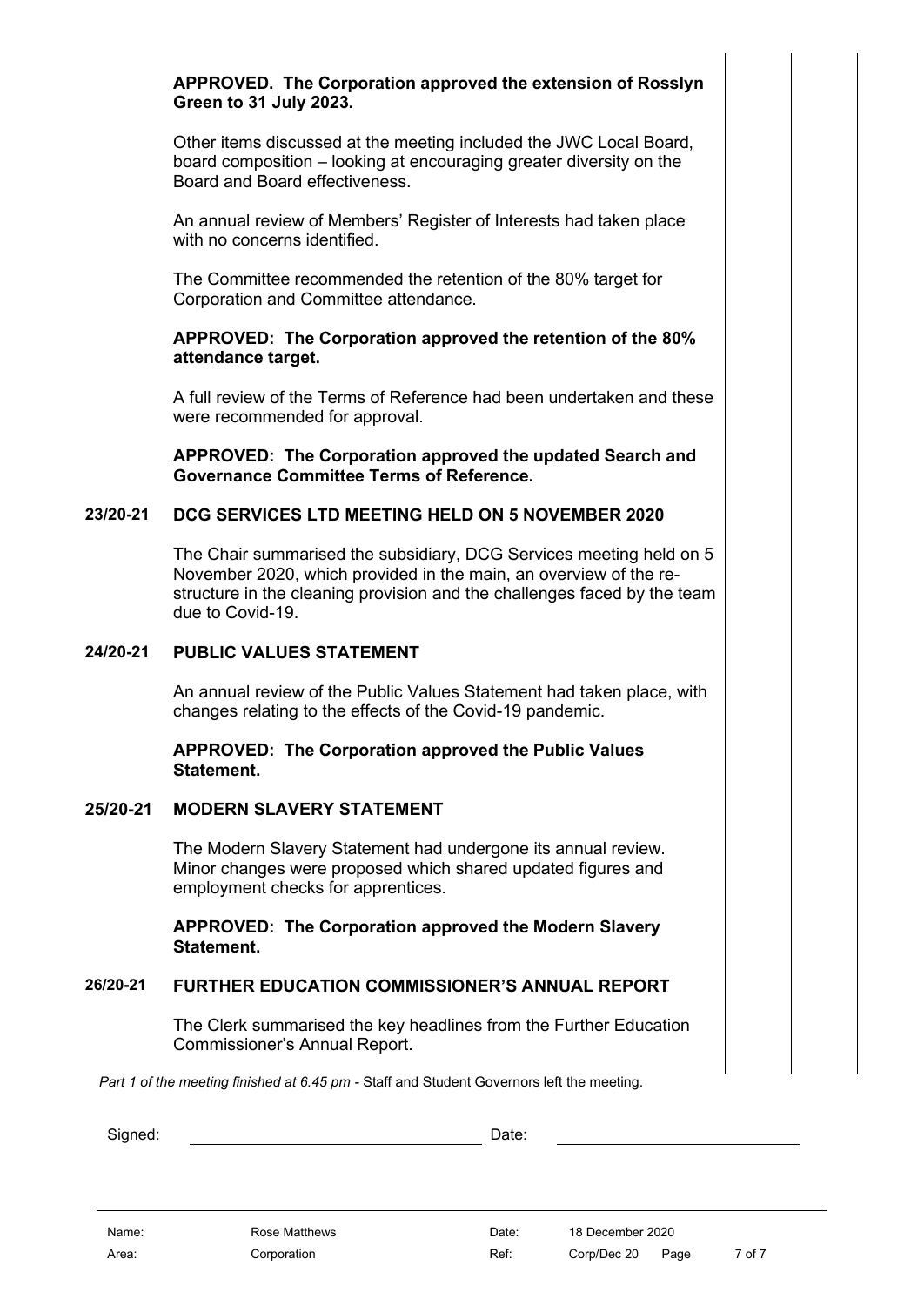**APPROVED. The Corporation approved the extension of Rosslyn Green to 31 July 2023.**

Other items discussed at the meeting included the JWC Local Board, board composition – looking at encouraging greater diversity on the Board and Board effectiveness.

An annual review of Members' Register of Interests had taken place with no concerns identified.

The Committee recommended the retention of the 80% target for Corporation and Committee attendance.

**APPROVED: The Corporation approved the retention of the 80% attendance target.**

A full review of the Terms of Reference had been undertaken and these were recommended for approval.

**APPROVED: The Corporation approved the updated Search and Governance Committee Terms of Reference.**

**23/20-21 DCG SERVICES LTD MEETING HELD ON 5 NOVEMBER 2020**

The Chair summarised the subsidiary, DCG Services meeting held on 5 November 2020, which provided in the main, an overview of the re-structure in the cleaning provision and the challenges faced by the team due to Covid-19.

**24/20-21 PUBLIC VALUES STATEMENT**

An annual review of the Public Values Statement had taken place, with changes relating to the effects of the Covid-19 pandemic.

**APPROVED: The Corporation approved the Public Values Statement.**

**25/20-21 MODERN SLAVERY STATEMENT**

The Modern Slavery Statement had undergone its annual review. Minor changes were proposed which shared updated figures and employment checks for apprentices.

**APPROVED: The Corporation approved the Modern Slavery Statement.**

**26/20-21 FURTHER EDUCATION COMMISSIONER'S ANNUAL REPORT**

The Clerk summarised the key headlines from the Further Education Commissioner's Annual Report.

*Part 1 of the meeting finished at 6.45 pm* - Staff and Student Governors left the meeting.

Signed: ______________________ Date: ______________________

| | | | | | |
|---|---|---|---|---|---|
| Name: | Rose Matthews | Date: | 18 December 2020 | | |
| Area: | Corporation | Ref: | Corp/Dec 20 | Page | 7 of 7 |